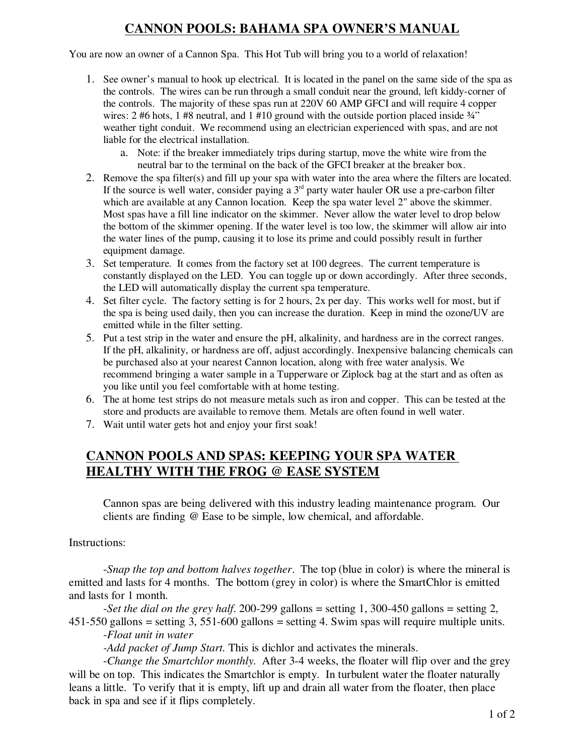# CANNON POOLS: BAHAMA SPA OWNER'S MANUAL

You are now an owner of a Cannon Spa. This Hot Tub will bring you to a world of relaxation!

1. See owner's manual to hook up electrical. It is located in the panel on the same side of the spa as the controls. The wires can be run through a small conduit near the ground, left kiddy-corner of the controls. The majority of these spas run at 220V 60 AMP GFCI and will require 4 copper wires: 2 #6 hots, 1 #8 neutral, and 1 #10 ground with the outside portion placed inside ¾" weather tight conduit. We recommend using an electrician experienced with spas, and are not liable for the electrical installation.
   a. Note: if the breaker immediately trips during startup, move the white wire from the neutral bar to the terminal on the back of the GFCI breaker at the breaker box.
2. Remove the spa filter(s) and fill up your spa with water into the area where the filters are located. If the source is well water, consider paying a 3rd party water hauler OR use a pre-carbon filter which are available at any Cannon location. Keep the spa water level 2" above the skimmer. Most spas have a fill line indicator on the skimmer. Never allow the water level to drop below the bottom of the skimmer opening. If the water level is too low, the skimmer will allow air into the water lines of the pump, causing it to lose its prime and could possibly result in further equipment damage.
3. Set temperature. It comes from the factory set at 100 degrees. The current temperature is constantly displayed on the LED. You can toggle up or down accordingly. After three seconds, the LED will automatically display the current spa temperature.
4. Set filter cycle. The factory setting is for 2 hours, 2x per day. This works well for most, but if the spa is being used daily, then you can increase the duration. Keep in mind the ozone/UV are emitted while in the filter setting.
5. Put a test strip in the water and ensure the pH, alkalinity, and hardness are in the correct ranges. If the pH, alkalinity, or hardness are off, adjust accordingly. Inexpensive balancing chemicals can be purchased also at your nearest Cannon location, along with free water analysis. We recommend bringing a water sample in a Tupperware or Ziplock bag at the start and as often as you like until you feel comfortable with at home testing.
6. The at home test strips do not measure metals such as iron and copper. This can be tested at the store and products are available to remove them. Metals are often found in well water.
7. Wait until water gets hot and enjoy your first soak!

## CANNON POOLS AND SPAS: KEEPING YOUR SPA WATER HEALTHY WITH THE FROG @ EASE SYSTEM

Cannon spas are being delivered with this industry leading maintenance program. Our clients are finding @ Ease to be simple, low chemical, and affordable.

Instructions:

-*Snap the top and bottom halves together*. The top (blue in color) is where the mineral is emitted and lasts for 4 months. The bottom (grey in color) is where the SmartChlor is emitted and lasts for 1 month.

-*Set the dial on the grey half*. 200-299 gallons = setting 1, 300-450 gallons = setting 2, 451-550 gallons = setting 3, 551-600 gallons = setting 4. Swim spas will require multiple units.

-*Float unit in water*

-*Add packet of Jump Start.* This is dichlor and activates the minerals.

-*Change the Smartchlor monthly.* After 3-4 weeks, the floater will flip over and the grey will be on top. This indicates the Smartchlor is empty. In turbulent water the floater naturally leans a little. To verify that it is empty, lift up and drain all water from the floater, then place back in spa and see if it flips completely.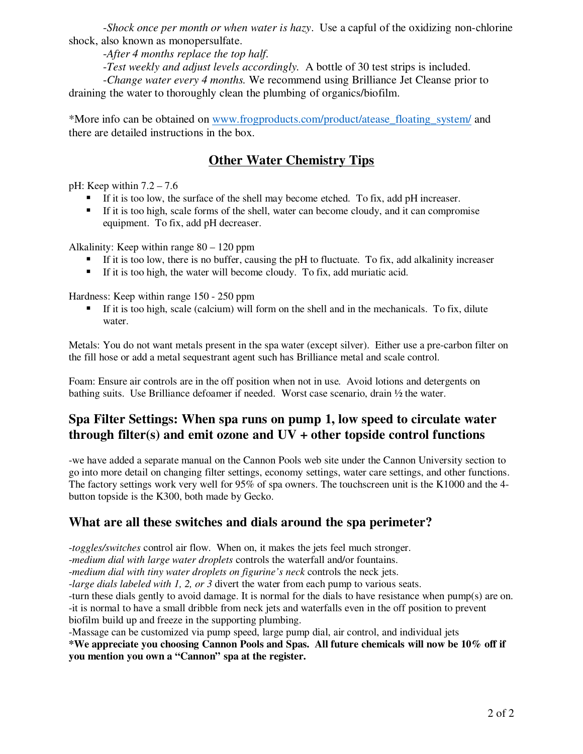-*Shock once per month or when water is hazy*. Use a capful of the oxidizing non-chlorine shock, also known as monopersulfate.

-*After 4 months replace the top half.*

-*Test weekly and adjust levels accordingly.* A bottle of 30 test strips is included.

-*Change water every 4 months.* We recommend using Brilliance Jet Cleanse prior to draining the water to thoroughly clean the plumbing of organics/biofilm.

*More info can be obtained on [www.frogproducts.com/product/atease_floating_system/](www.frogproducts.com/product/atease_floating_system/) and there are detailed instructions in the box.

## Other Water Chemistry Tips

pH: Keep within 7.2 – 7.6

- If it is too low, the surface of the shell may become etched. To fix, add pH increaser.
- If it is too high, scale forms of the shell, water can become cloudy, and it can compromise equipment. To fix, add pH decreaser.

Alkalinity: Keep within range 80 – 120 ppm

- If it is too low, there is no buffer, causing the pH to fluctuate. To fix, add alkalinity increaser
- If it is too high, the water will become cloudy. To fix, add muriatic acid.

Hardness: Keep within range 150 - 250 ppm

- If it is too high, scale (calcium) will form on the shell and in the mechanicals. To fix, dilute water.

Metals: You do not want metals present in the spa water (except silver). Either use a pre-carbon filter on the fill hose or add a metal sequestrant agent such has Brilliance metal and scale control.

Foam: Ensure air controls are in the off position when not in use. Avoid lotions and detergents on bathing suits. Use Brilliance defoamer if needed. Worst case scenario, drain ½ the water.

## Spa Filter Settings: When spa runs on pump 1, low speed to circulate water through filter(s) and emit ozone and UV + other topside control functions

-we have added a separate manual on the Cannon Pools web site under the Cannon University section to go into more detail on changing filter settings, economy settings, water care settings, and other functions. The factory settings work very well for 95% of spa owners. The touchscreen unit is the K1000 and the 4-button topside is the K300, both made by Gecko.

## What are all these switches and dials around the spa perimeter?

-*toggles/switches* control air flow. When on, it makes the jets feel much stronger.
-*medium dial with large water droplets* controls the waterfall and/or fountains.
-*medium dial with tiny water droplets on figurine's neck* controls the neck jets.
-*large dials labeled with 1, 2, or 3* divert the water from each pump to various seats.
-turn these dials gently to avoid damage. It is normal for the dials to have resistance when pump(s) are on.
-it is normal to have a small dribble from neck jets and waterfalls even in the off position to prevent biofilm build up and freeze in the supporting plumbing.
-Massage can be customized via pump speed, large pump dial, air control, and individual jets
**\*We appreciate you choosing Cannon Pools and Spas. All future chemicals will now be 10% off if you mention you own a "Cannon" spa at the register.**